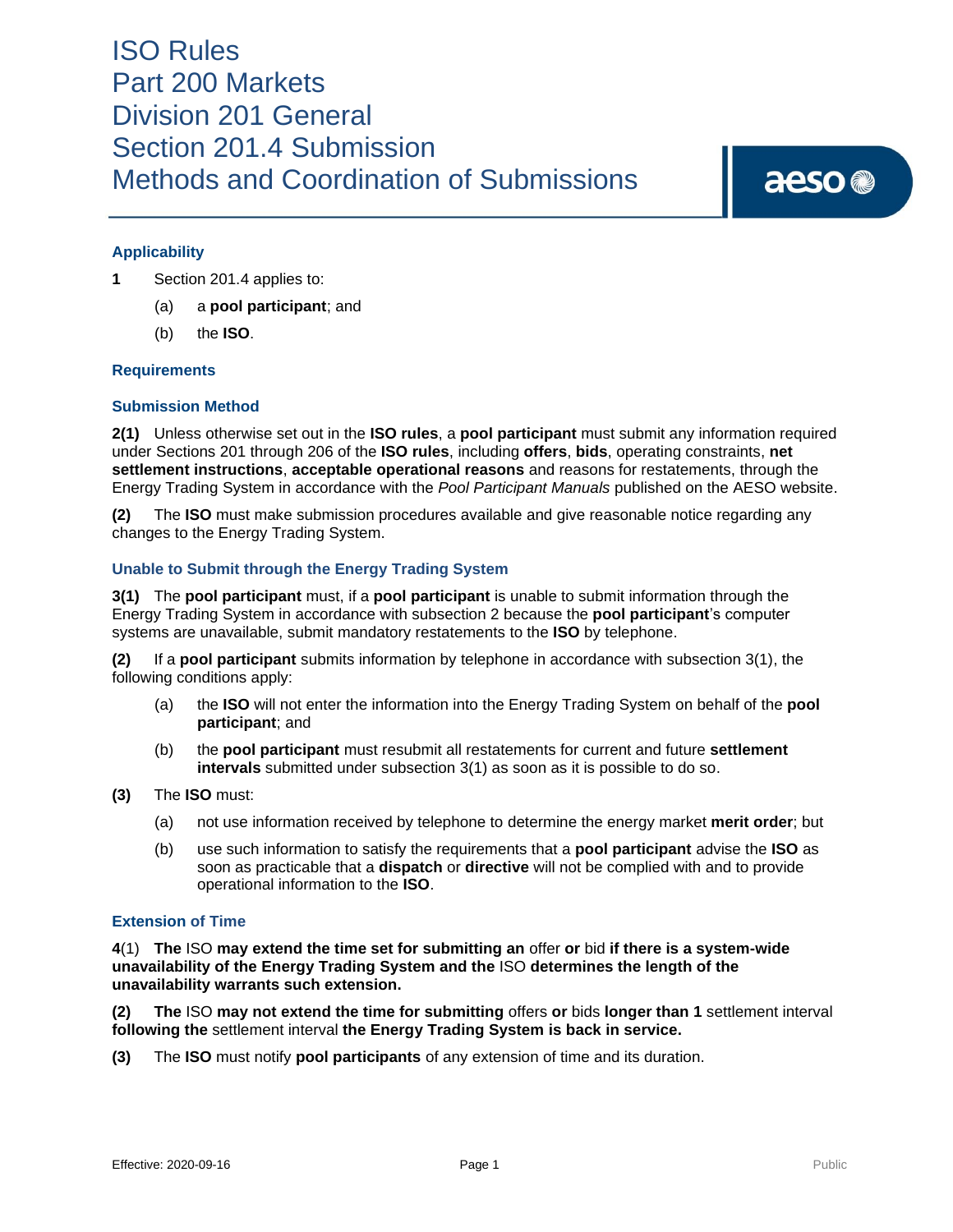# ISO Rules
# Part 200 Markets
# Division 201 General
# Section 201.4 Submission Methods and Coordination of Submissions

### Applicability

**1** Section 201.4 applies to:

(a) a **pool participant**; and

(b) the **ISO**.

### Requirements

### Submission Method

**2(1)** Unless otherwise set out in the **ISO rules**, a **pool participant** must submit any information required under Sections 201 through 206 of the **ISO rules**, including **offers**, **bids**, operating constraints, **net settlement instructions**, **acceptable operational reasons** and reasons for restatements, through the Energy Trading System in accordance with the *Pool Participant Manuals* published on the AESO website.

**(2)** The **ISO** must make submission procedures available and give reasonable notice regarding any changes to the Energy Trading System.

### Unable to Submit through the Energy Trading System

**3(1)** The **pool participant** must, if a **pool participant** is unable to submit information through the Energy Trading System in accordance with subsection 2 because the **pool participant**'s computer systems are unavailable, submit mandatory restatements to the **ISO** by telephone.

**(2)** If a **pool participant** submits information by telephone in accordance with subsection 3(1), the following conditions apply:

(a) the **ISO** will not enter the information into the Energy Trading System on behalf of the **pool participant**; and

(b) the **pool participant** must resubmit all restatements for current and future **settlement intervals** submitted under subsection 3(1) as soon as it is possible to do so.

**(3)** The **ISO** must:

(a) not use information received by telephone to determine the energy market **merit order**; but

(b) use such information to satisfy the requirements that a **pool participant** advise the **ISO** as soon as practicable that a **dispatch** or **directive** will not be complied with and to provide operational information to the **ISO**.

### Extension of Time

**4**(1) **The** ISO **may extend the time set for submitting an** offer **or** bid **if there is a system-wide unavailability of the Energy Trading System and the** ISO **determines the length of the unavailability warrants such extension.**

**(2) The** ISO **may not extend the time for submitting** offers **or** bids **longer than 1** settlement interval **following the** settlement interval **the Energy Trading System is back in service.**

**(3)** The **ISO** must notify **pool participants** of any extension of time and its duration.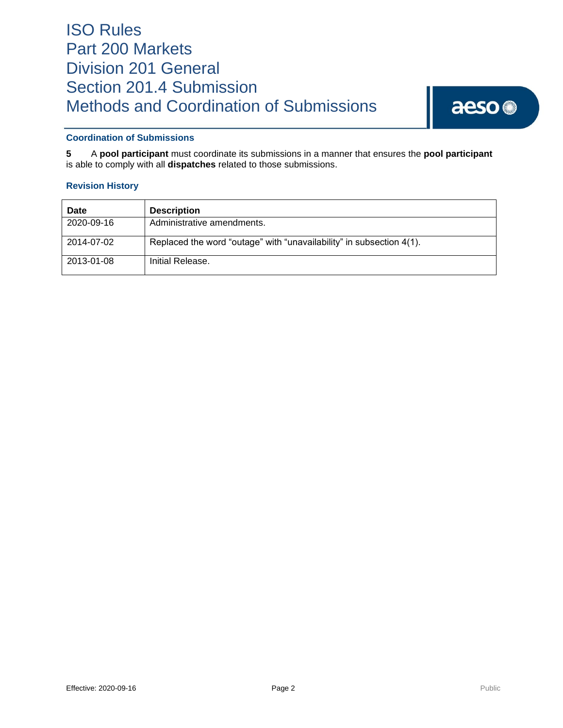### Coordination of Submissions

**5** A **pool participant** must coordinate its submissions in a manner that ensures the **pool participant** is able to comply with all **dispatches** related to those submissions.

### Revision History

| Date | Description |
|---|---|
| 2020-09-16 | Administrative amendments. |
| 2014-07-02 | Replaced the word "outage" with "unavailability" in subsection 4(1). |
| 2013-01-08 | Initial Release. |